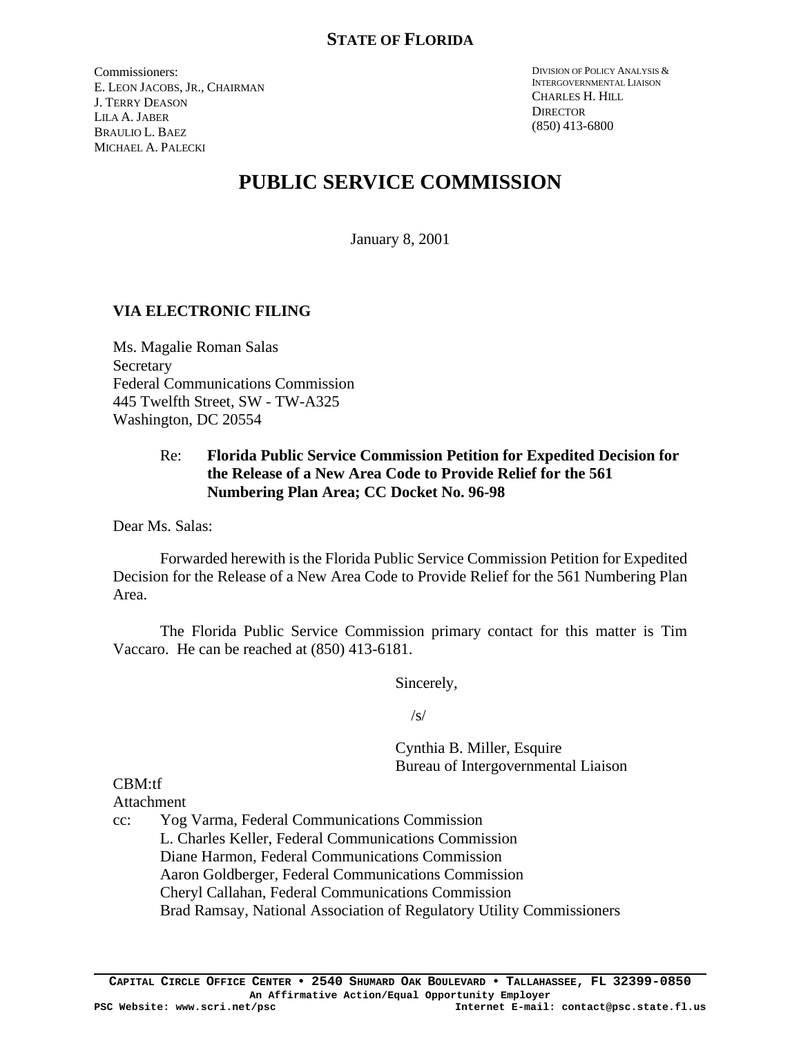**STATE OF FLORIDA**

Commissioners:
E. LEON JACOBS, JR., CHAIRMAN
J. TERRY DEASON
LILA A. JABER
BRAULIO L. BAEZ
MICHAEL A. PALECKI

DIVISION OF POLICY ANALYSIS &
INTERGOVERNMENTAL LIAISON
CHARLES H. HILL
DIRECTOR
(850) 413-6800

# PUBLIC SERVICE COMMISSION

January 8, 2001

**VIA ELECTRONIC FILING**

Ms. Magalie Roman Salas
Secretary
Federal Communications Commission
445 Twelfth Street, SW - TW-A325
Washington, DC 20554

Re: **Florida Public Service Commission Petition for Expedited Decision for the Release of a New Area Code to Provide Relief for the 561 Numbering Plan Area; CC Docket No. 96-98**

Dear Ms. Salas:

Forwarded herewith is the Florida Public Service Commission Petition for Expedited Decision for the Release of a New Area Code to Provide Relief for the 561 Numbering Plan Area.

The Florida Public Service Commission primary contact for this matter is Tim Vaccaro. He can be reached at (850) 413-6181.

Sincerely,

/s/

Cynthia B. Miller, Esquire
Bureau of Intergovernmental Liaison

CBM:tf
Attachment
cc: Yog Varma, Federal Communications Commission
L. Charles Keller, Federal Communications Commission
Diane Harmon, Federal Communications Commission
Aaron Goldberger, Federal Communications Commission
Cheryl Callahan, Federal Communications Commission
Brad Ramsay, National Association of Regulatory Utility Commissioners

CAPITAL CIRCLE OFFICE CENTER • 2540 SHUMARD OAK BOULEVARD • TALLAHASSEE, FL 32399-0850
An Affirmative Action/Equal Opportunity Employer
PSC Website: www.scri.net/psc Internet E-mail: contact@psc.state.fl.us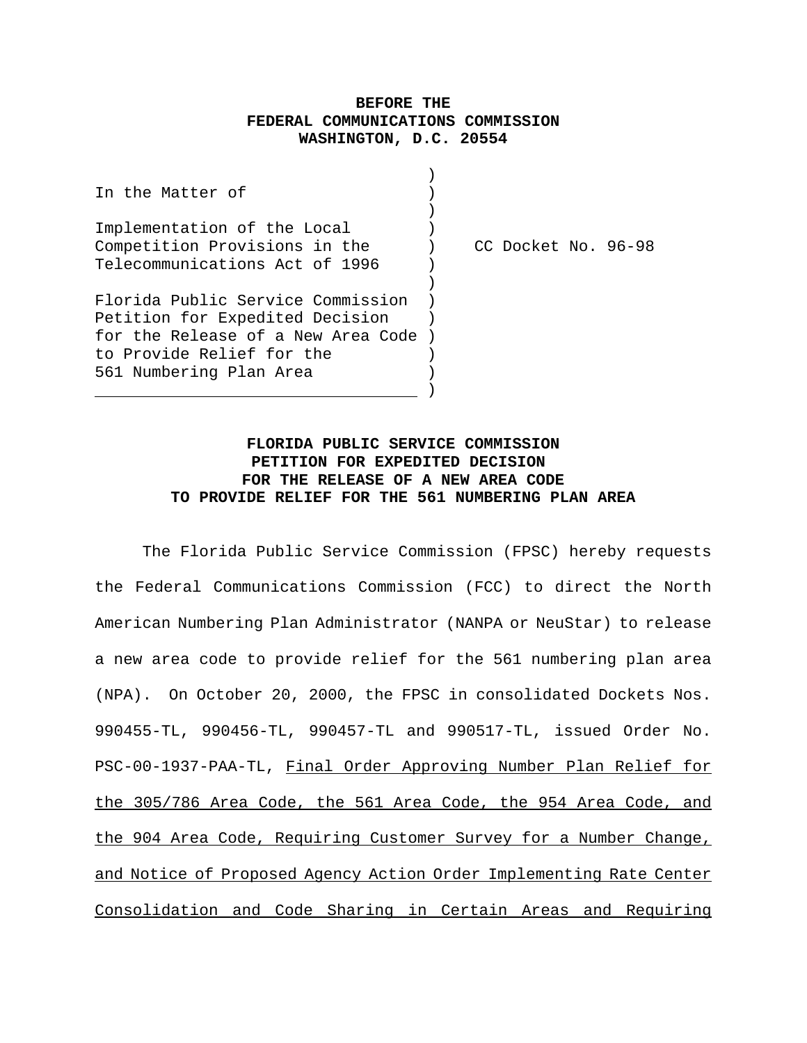**BEFORE THE**
**FEDERAL COMMUNICATIONS COMMISSION**
**WASHINGTON, D.C. 20554**

| | | |
|---|---|---|
| In the Matter of | ) | |
| | ) | |
| Implementation of the Local Competition Provisions in the Telecommunications Act of 1996 | ) | CC Docket No. 96-98 |
| | ) | |
| Florida Public Service Commission Petition for Expedited Decision for the Release of a New Area Code to Provide Relief for the 561 Numbering Plan Area | ) | |

**FLORIDA PUBLIC SERVICE COMMISSION**
**PETITION FOR EXPEDITED DECISION**
**FOR THE RELEASE OF A NEW AREA CODE**
**TO PROVIDE RELIEF FOR THE 561 NUMBERING PLAN AREA**

The Florida Public Service Commission (FPSC) hereby requests the Federal Communications Commission (FCC) to direct the North American Numbering Plan Administrator (NANPA or NeuStar) to release a new area code to provide relief for the 561 numbering plan area (NPA). On October 20, 2000, the FPSC in consolidated Dockets Nos. 990455-TL, 990456-TL, 990457-TL and 990517-TL, issued Order No. PSC-00-1937-PAA-TL, Final Order Approving Number Plan Relief for the 305/786 Area Code, the 561 Area Code, the 954 Area Code, and the 904 Area Code, Requiring Customer Survey for a Number Change, and Notice of Proposed Agency Action Order Implementing Rate Center Consolidation and Code Sharing in Certain Areas and Requiring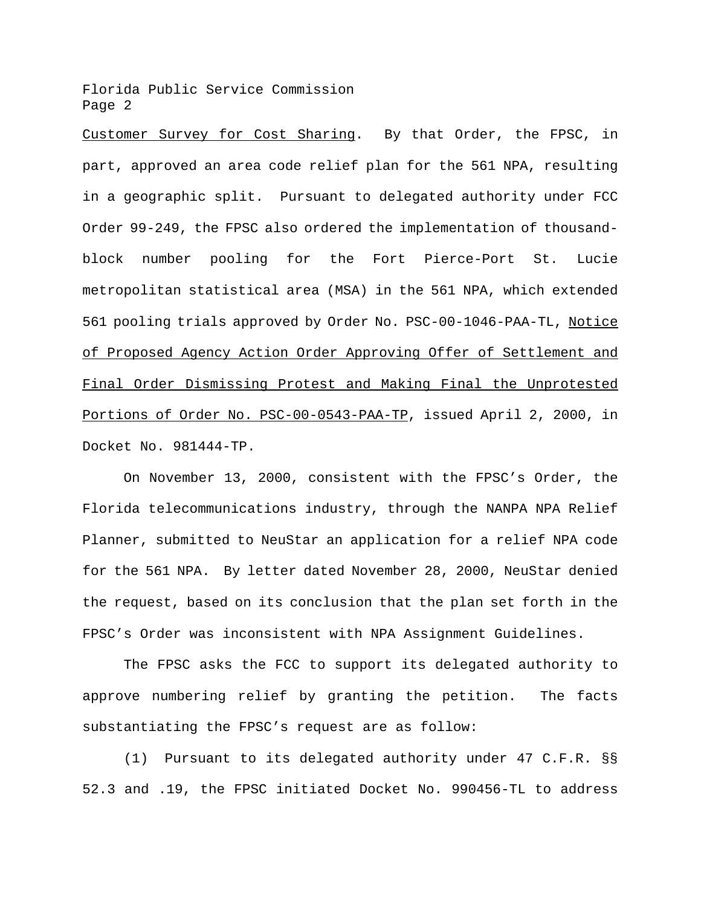Customer Survey for Cost Sharing. By that Order, the FPSC, in part, approved an area code relief plan for the 561 NPA, resulting in a geographic split. Pursuant to delegated authority under FCC Order 99-249, the FPSC also ordered the implementation of thousand-block number pooling for the Fort Pierce-Port St. Lucie metropolitan statistical area (MSA) in the 561 NPA, which extended 561 pooling trials approved by Order No. PSC-00-1046-PAA-TL, Notice of Proposed Agency Action Order Approving Offer of Settlement and Final Order Dismissing Protest and Making Final the Unprotested Portions of Order No. PSC-00-0543-PAA-TP, issued April 2, 2000, in Docket No. 981444-TP.

On November 13, 2000, consistent with the FPSC's Order, the Florida telecommunications industry, through the NANPA NPA Relief Planner, submitted to NeuStar an application for a relief NPA code for the 561 NPA. By letter dated November 28, 2000, NeuStar denied the request, based on its conclusion that the plan set forth in the FPSC's Order was inconsistent with NPA Assignment Guidelines.

The FPSC asks the FCC to support its delegated authority to approve numbering relief by granting the petition. The facts substantiating the FPSC's request are as follow:

(1) Pursuant to its delegated authority under 47 C.F.R. §§ 52.3 and .19, the FPSC initiated Docket No. 990456-TL to address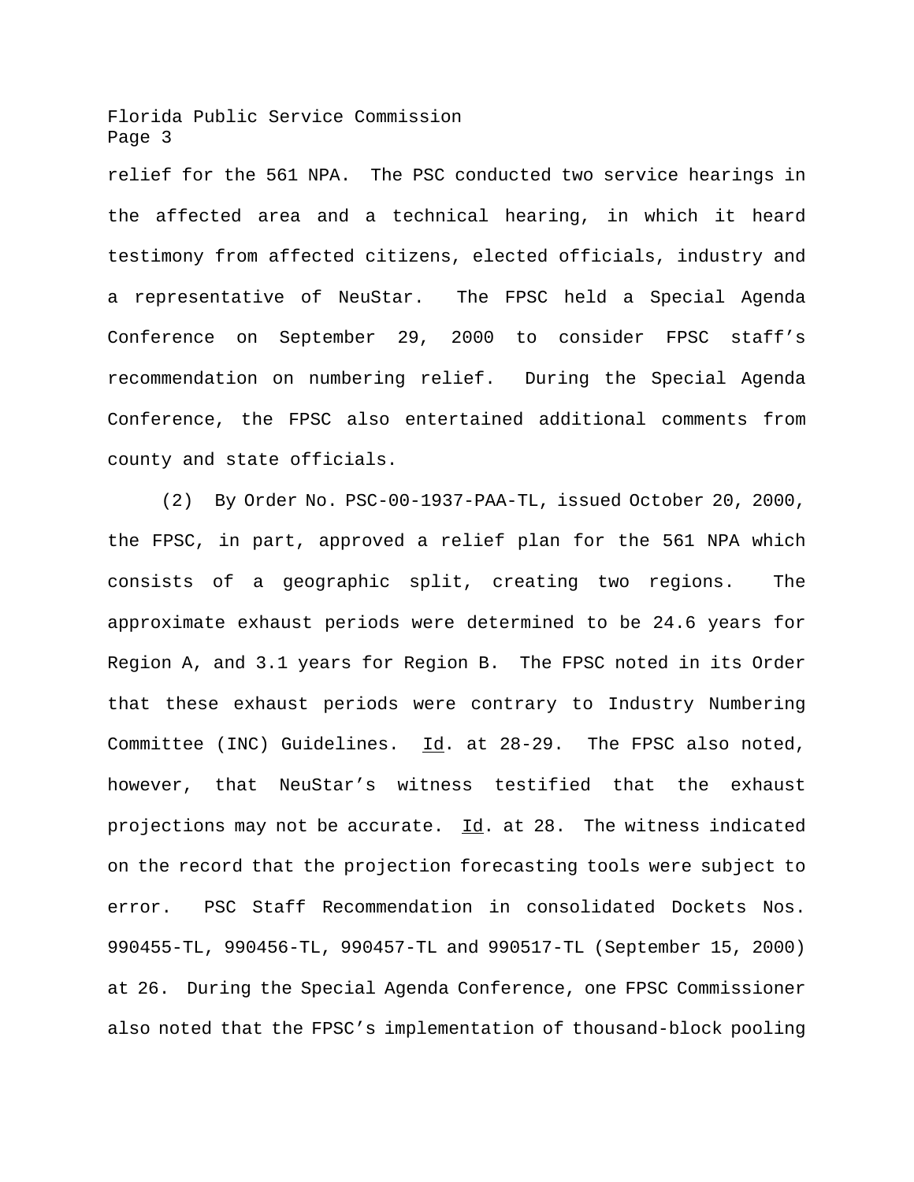relief for the 561 NPA. The PSC conducted two service hearings in the affected area and a technical hearing, in which it heard testimony from affected citizens, elected officials, industry and a representative of NeuStar. The FPSC held a Special Agenda Conference on September 29, 2000 to consider FPSC staff's recommendation on numbering relief. During the Special Agenda Conference, the FPSC also entertained additional comments from county and state officials.

(2) By Order No. PSC-00-1937-PAA-TL, issued October 20, 2000, the FPSC, in part, approved a relief plan for the 561 NPA which consists of a geographic split, creating two regions. The approximate exhaust periods were determined to be 24.6 years for Region A, and 3.1 years for Region B. The FPSC noted in its Order that these exhaust periods were contrary to Industry Numbering Committee (INC) Guidelines. Id. at 28-29. The FPSC also noted, however, that NeuStar's witness testified that the exhaust projections may not be accurate. Id. at 28. The witness indicated on the record that the projection forecasting tools were subject to error. PSC Staff Recommendation in consolidated Dockets Nos. 990455-TL, 990456-TL, 990457-TL and 990517-TL (September 15, 2000) at 26. During the Special Agenda Conference, one FPSC Commissioner also noted that the FPSC's implementation of thousand-block pooling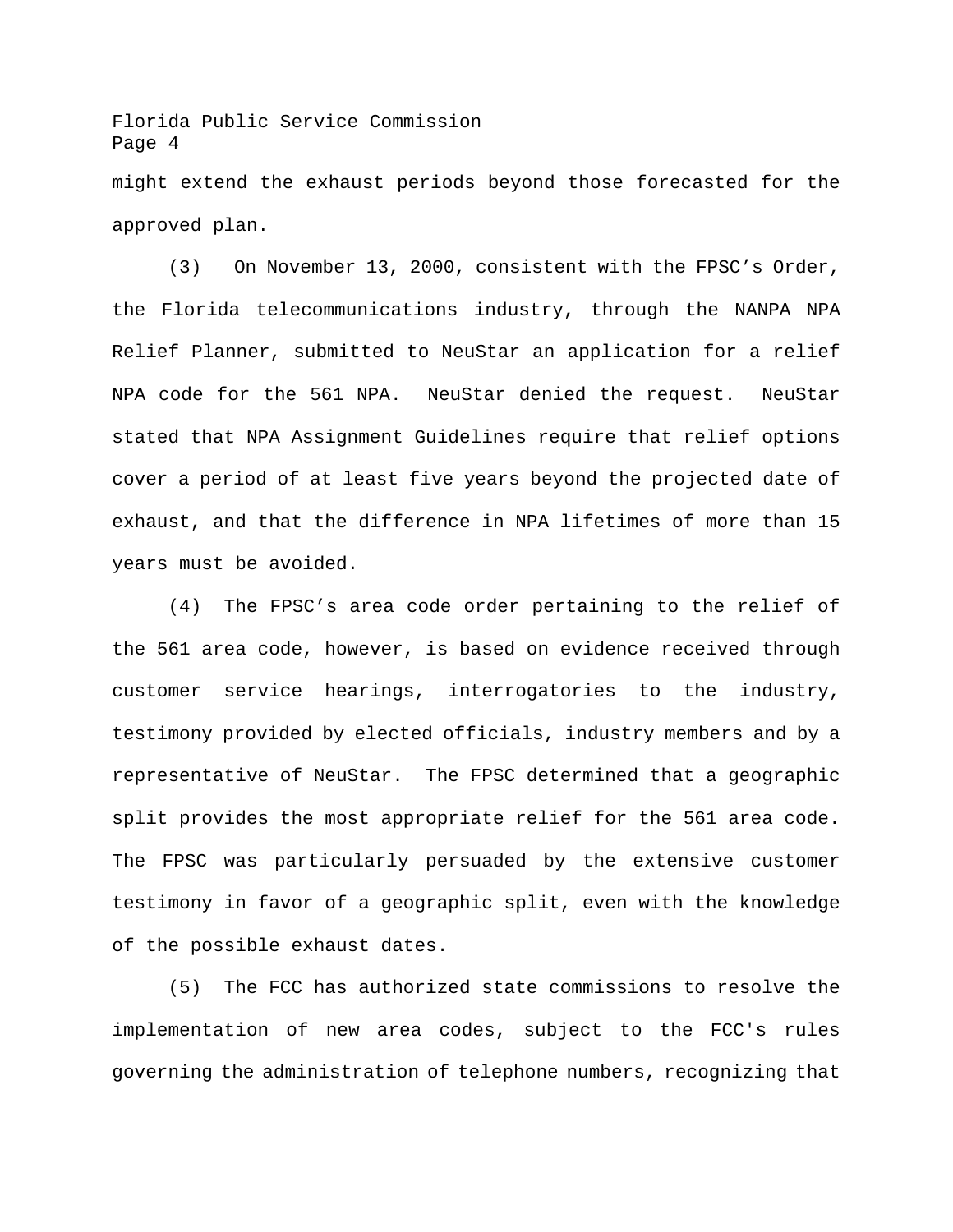might extend the exhaust periods beyond those forecasted for the approved plan.

(3) On November 13, 2000, consistent with the FPSC's Order, the Florida telecommunications industry, through the NANPA NPA Relief Planner, submitted to NeuStar an application for a relief NPA code for the 561 NPA. NeuStar denied the request. NeuStar stated that NPA Assignment Guidelines require that relief options cover a period of at least five years beyond the projected date of exhaust, and that the difference in NPA lifetimes of more than 15 years must be avoided.

(4) The FPSC's area code order pertaining to the relief of the 561 area code, however, is based on evidence received through customer service hearings, interrogatories to the industry, testimony provided by elected officials, industry members and by a representative of NeuStar. The FPSC determined that a geographic split provides the most appropriate relief for the 561 area code. The FPSC was particularly persuaded by the extensive customer testimony in favor of a geographic split, even with the knowledge of the possible exhaust dates.

(5) The FCC has authorized state commissions to resolve the implementation of new area codes, subject to the FCC's rules governing the administration of telephone numbers, recognizing that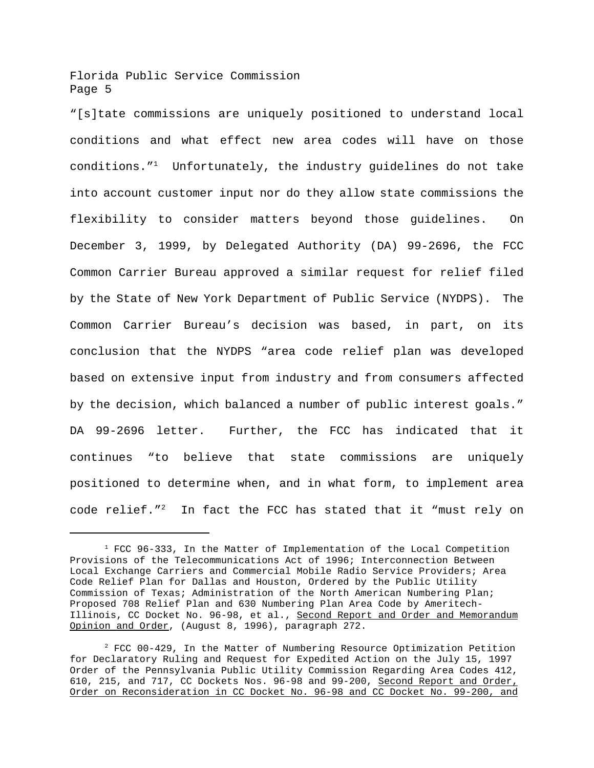"[s]tate commissions are uniquely positioned to understand local conditions and what effect new area codes will have on those conditions."[1] Unfortunately, the industry guidelines do not take into account customer input nor do they allow state commissions the flexibility to consider matters beyond those guidelines. On December 3, 1999, by Delegated Authority (DA) 99-2696, the FCC Common Carrier Bureau approved a similar request for relief filed by the State of New York Department of Public Service (NYDPS). The Common Carrier Bureau's decision was based, in part, on its conclusion that the NYDPS "area code relief plan was developed based on extensive input from industry and from consumers affected by the decision, which balanced a number of public interest goals." DA 99-2696 letter. Further, the FCC has indicated that it continues "to believe that state commissions are uniquely positioned to determine when, and in what form, to implement area code relief."[2] In fact the FCC has stated that it "must rely on

---

[1] FCC 96-333, In the Matter of Implementation of the Local Competition Provisions of the Telecommunications Act of 1996; Interconnection Between Local Exchange Carriers and Commercial Mobile Radio Service Providers; Area Code Relief Plan for Dallas and Houston, Ordered by the Public Utility Commission of Texas; Administration of the North American Numbering Plan; Proposed 708 Relief Plan and 630 Numbering Plan Area Code by Ameritech-Illinois, CC Docket No. 96-98, et al., <u>Second Report and Order and Memorandum Opinion and Order</u>, (August 8, 1996), paragraph 272.

[2] FCC 00-429, In the Matter of Numbering Resource Optimization Petition for Declaratory Ruling and Request for Expedited Action on the July 15, 1997 Order of the Pennsylvania Public Utility Commission Regarding Area Codes 412, 610, 215, and 717, CC Dockets Nos. 96-98 and 99-200, <u>Second Report and Order, Order on Reconsideration in CC Docket No. 96-98 and CC Docket No. 99-200, and</u>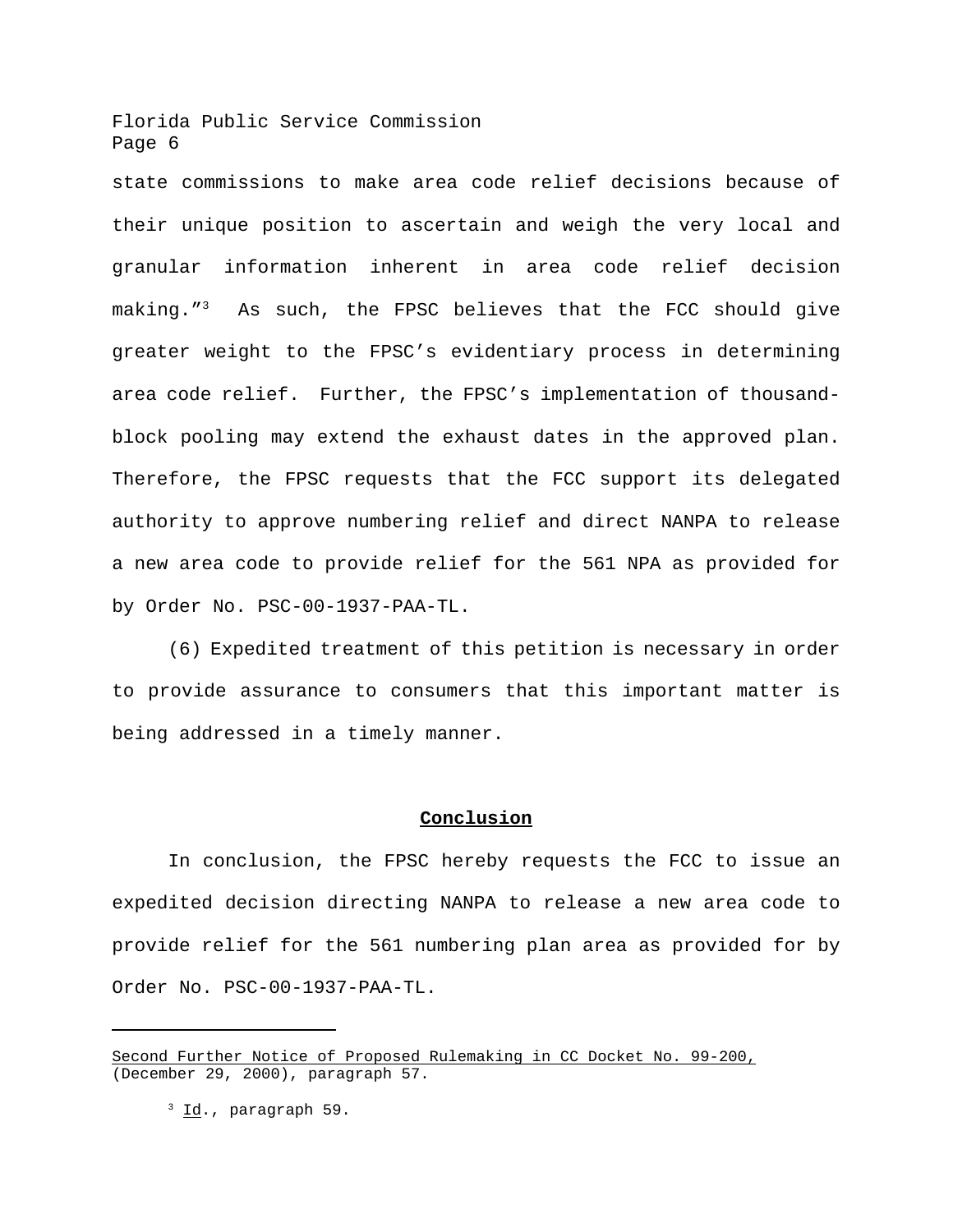state commissions to make area code relief decisions because of their unique position to ascertain and weigh the very local and granular information inherent in area code relief decision making."[3] As such, the FPSC believes that the FCC should give greater weight to the FPSC's evidentiary process in determining area code relief. Further, the FPSC's implementation of thousand-block pooling may extend the exhaust dates in the approved plan. Therefore, the FPSC requests that the FCC support its delegated authority to approve numbering relief and direct NANPA to release a new area code to provide relief for the 561 NPA as provided for by Order No. PSC-00-1937-PAA-TL.

(6) Expedited treatment of this petition is necessary in order to provide assurance to consumers that this important matter is being addressed in a timely manner.

**Conclusion**

In conclusion, the FPSC hereby requests the FCC to issue an expedited decision directing NANPA to release a new area code to provide relief for the 561 numbering plan area as provided for by Order No. PSC-00-1937-PAA-TL.

---

Second Further Notice of Proposed Rulemaking in CC Docket No. 99-200, (December 29, 2000), paragraph 57.

[3] Id., paragraph 59.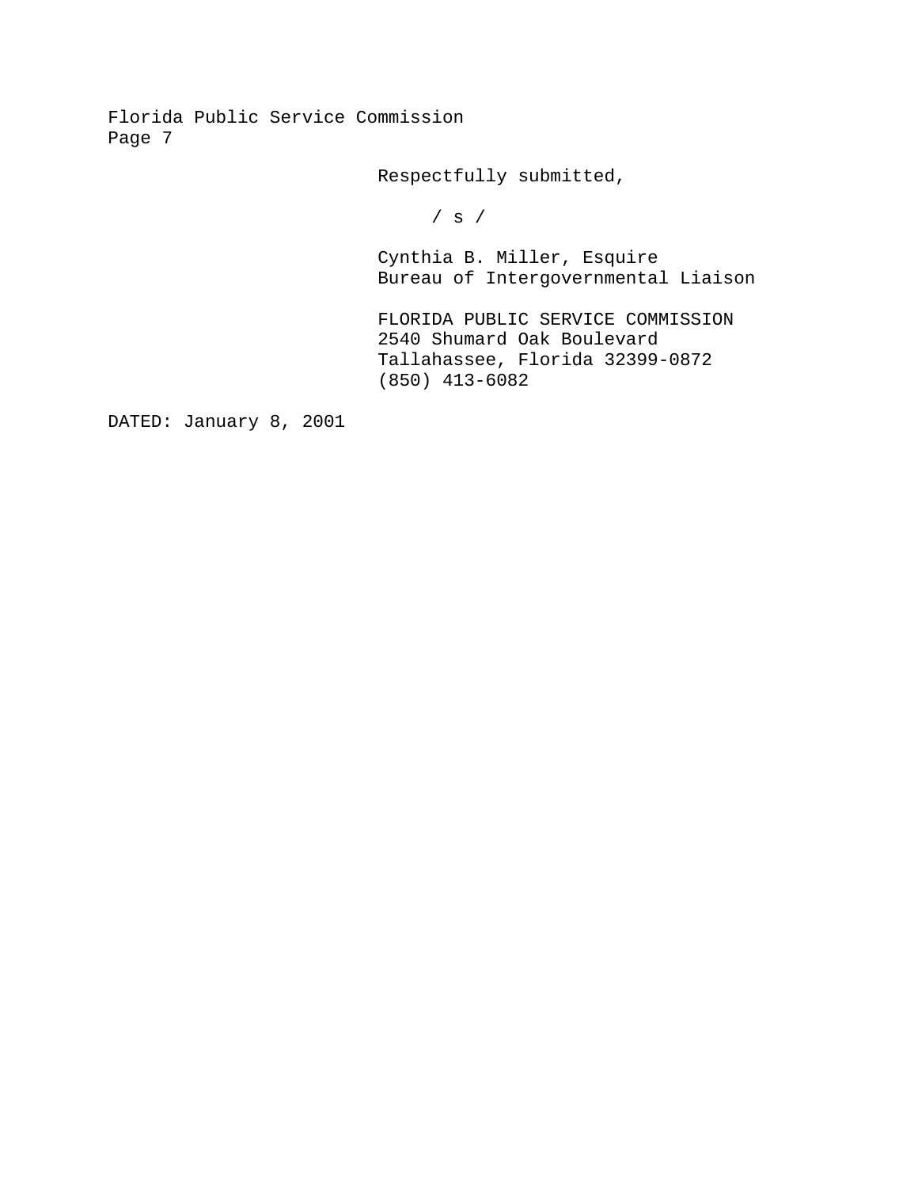Respectfully submitted,

/ s /

Cynthia B. Miller, Esquire
Bureau of Intergovernmental Liaison

FLORIDA PUBLIC SERVICE COMMISSION
2540 Shumard Oak Boulevard
Tallahassee, Florida 32399-0872
(850) 413-6082

DATED: January 8, 2001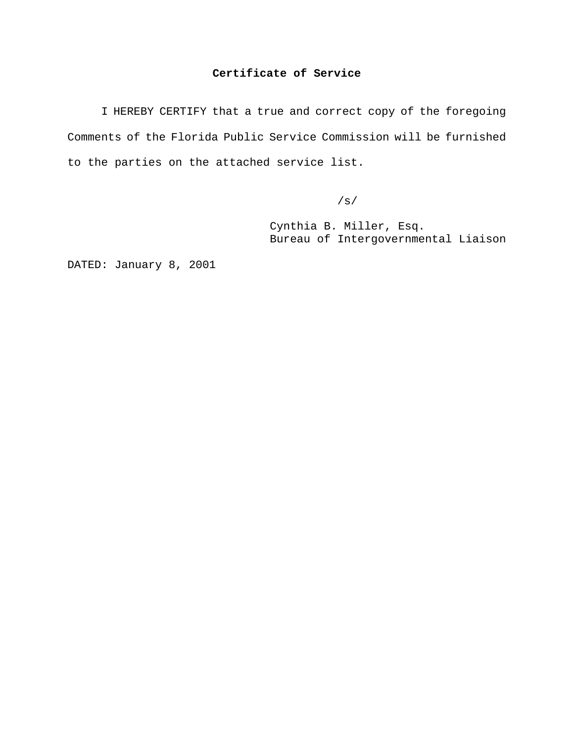## Certificate of Service

I HEREBY CERTIFY that a true and correct copy of the foregoing Comments of the Florida Public Service Commission will be furnished to the parties on the attached service list.

/s/

Cynthia B. Miller, Esq.
Bureau of Intergovernmental Liaison

DATED: January 8, 2001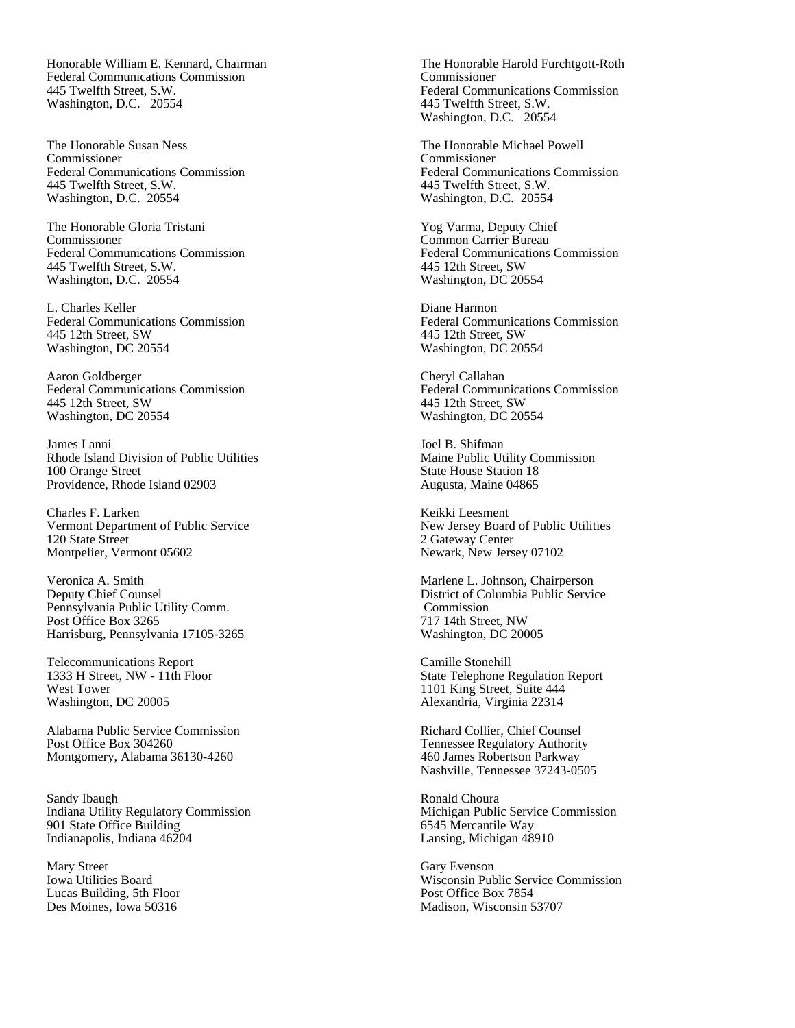Honorable William E. Kennard, Chairman
Federal Communications Commission
445 Twelfth Street, S.W.
Washington, D.C. 20554

The Honorable Harold Furchtgott-Roth
Commissioner
Federal Communications Commission
445 Twelfth Street, S.W.
Washington, D.C. 20554

The Honorable Susan Ness
Commissioner
Federal Communications Commission
445 Twelfth Street, S.W.
Washington, D.C. 20554

The Honorable Michael Powell
Commissioner
Federal Communications Commission
445 Twelfth Street, S.W.
Washington, D.C. 20554

The Honorable Gloria Tristani
Commissioner
Federal Communications Commission
445 Twelfth Street, S.W.
Washington, D.C. 20554

Yog Varma, Deputy Chief
Common Carrier Bureau
Federal Communications Commission
445 12th Street, SW
Washington, DC 20554

L. Charles Keller
Federal Communications Commission
445 12th Street, SW
Washington, DC 20554

Diane Harmon
Federal Communications Commission
445 12th Street, SW
Washington, DC 20554

Aaron Goldberger
Federal Communications Commission
445 12th Street, SW
Washington, DC 20554

Cheryl Callahan
Federal Communications Commission
445 12th Street, SW
Washington, DC 20554

James Lanni
Rhode Island Division of Public Utilities
100 Orange Street
Providence, Rhode Island 02903

Joel B. Shifman
Maine Public Utility Commission
State House Station 18
Augusta, Maine 04865

Charles F. Larken
Vermont Department of Public Service
120 State Street
Montpelier, Vermont 05602

Keikki Leesment
New Jersey Board of Public Utilities
2 Gateway Center
Newark, New Jersey 07102

Veronica A. Smith
Deputy Chief Counsel
Pennsylvania Public Utility Comm.
Post Office Box 3265
Harrisburg, Pennsylvania 17105-3265

Marlene L. Johnson, Chairperson
District of Columbia Public Service Commission
717 14th Street, NW
Washington, DC 20005

Telecommunications Report
1333 H Street, NW - 11th Floor
West Tower
Washington, DC 20005

Camille Stonehill
State Telephone Regulation Report
1101 King Street, Suite 444
Alexandria, Virginia 22314

Alabama Public Service Commission
Post Office Box 304260
Montgomery, Alabama 36130-4260

Richard Collier, Chief Counsel
Tennessee Regulatory Authority
460 James Robertson Parkway
Nashville, Tennessee 37243-0505

Sandy Ibaugh
Indiana Utility Regulatory Commission
901 State Office Building
Indianapolis, Indiana 46204

Ronald Choura
Michigan Public Service Commission
6545 Mercantile Way
Lansing, Michigan 48910

Mary Street
Iowa Utilities Board
Lucas Building, 5th Floor
Des Moines, Iowa 50316

Gary Evenson
Wisconsin Public Service Commission
Post Office Box 7854
Madison, Wisconsin 53707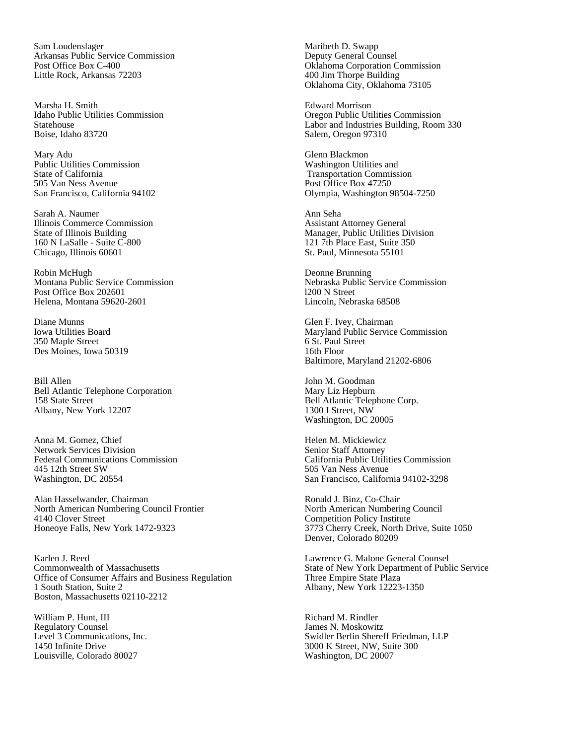Sam Loudenslager
Arkansas Public Service Commission
Post Office Box C-400
Little Rock, Arkansas 72203

Marsha H. Smith
Idaho Public Utilities Commission
Statehouse
Boise, Idaho 83720

Mary Adu
Public Utilities Commission
State of California
505 Van Ness Avenue
San Francisco, California 94102

Sarah A. Naumer
Illinois Commerce Commission
State of Illinois Building
160 N LaSalle - Suite C-800
Chicago, Illinois 60601

Robin McHugh
Montana Public Service Commission
Post Office Box 202601
Helena, Montana 59620-2601

Diane Munns
Iowa Utilities Board
350 Maple Street
Des Moines, Iowa 50319

Bill Allen
Bell Atlantic Telephone Corporation
158 State Street
Albany, New York 12207

Anna M. Gomez, Chief
Network Services Division
Federal Communications Commission
445 12th Street SW
Washington, DC 20554

Alan Hasselwander, Chairman
North American Numbering Council Frontier
4140 Clover Street
Honeoye Falls, New York 1472-9323

Karlen J. Reed
Commonwealth of Massachusetts
Office of Consumer Affairs and Business Regulation
1 South Station, Suite 2
Boston, Massachusetts 02110-2212

William P. Hunt, III
Regulatory Counsel
Level 3 Communications, Inc.
1450 Infinite Drive
Louisville, Colorado 80027

Maribeth D. Swapp
Deputy General Counsel
Oklahoma Corporation Commission
400 Jim Thorpe Building
Oklahoma City, Oklahoma 73105

Edward Morrison
Oregon Public Utilities Commission
Labor and Industries Building, Room 330
Salem, Oregon 97310

Glenn Blackmon
Washington Utilities and
Transportation Commission
Post Office Box 47250
Olympia, Washington 98504-7250

Ann Seha
Assistant Attorney General
Manager, Public Utilities Division
121 7th Place East, Suite 350
St. Paul, Minnesota 55101

Deonne Brunning
Nebraska Public Service Commission
l200 N Street
Lincoln, Nebraska 68508

Glen F. Ivey, Chairman
Maryland Public Service Commission
6 St. Paul Street
16th Floor
Baltimore, Maryland 21202-6806

John M. Goodman
Mary Liz Hepburn
Bell Atlantic Telephone Corp.
1300 I Street, NW
Washington, DC 20005

Helen M. Mickiewicz
Senior Staff Attorney
California Public Utilities Commission
505 Van Ness Avenue
San Francisco, California 94102-3298

Ronald J. Binz, Co-Chair
North American Numbering Council
Competition Policy Institute
3773 Cherry Creek, North Drive, Suite 1050
Denver, Colorado 80209

Lawrence G. Malone General Counsel
State of New York Department of Public Service
Three Empire State Plaza
Albany, New York 12223-1350

Richard M. Rindler
James N. Moskowitz
Swidler Berlin Shereff Friedman, LLP
3000 K Street, NW, Suite 300
Washington, DC 20007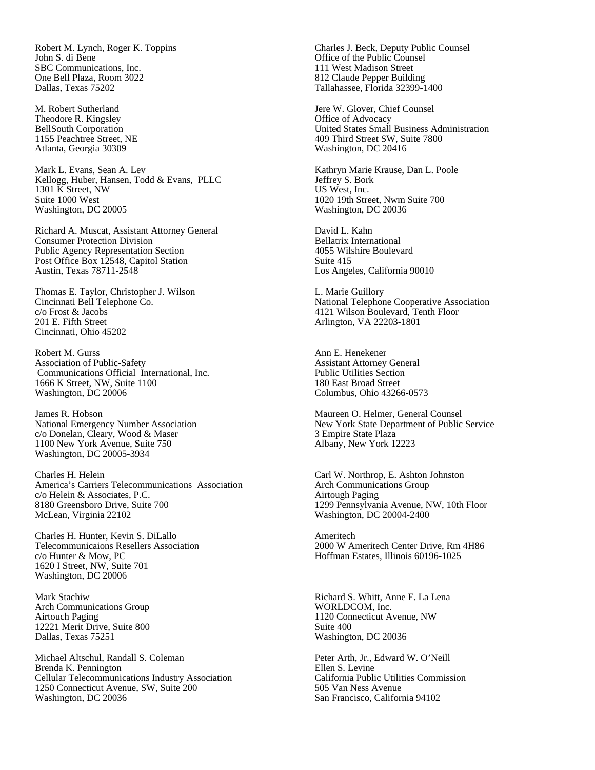Robert M. Lynch, Roger K. Toppins
John S. di Bene
SBC Communications, Inc.
One Bell Plaza, Room 3022
Dallas, Texas 75202

M. Robert Sutherland
Theodore R. Kingsley
BellSouth Corporation
1155 Peachtree Street, NE
Atlanta, Georgia 30309

Mark L. Evans, Sean A. Lev
Kellogg, Huber, Hansen, Todd & Evans, PLLC
1301 K Street, NW
Suite 1000 West
Washington, DC 20005

Richard A. Muscat, Assistant Attorney General
Consumer Protection Division
Public Agency Representation Section
Post Office Box 12548, Capitol Station
Austin, Texas 78711-2548

Thomas E. Taylor, Christopher J. Wilson
Cincinnati Bell Telephone Co.
c/o Frost & Jacobs
201 E. Fifth Street
Cincinnati, Ohio 45202

Robert M. Gurss
Association of Public-Safety
Communications Official International, Inc.
1666 K Street, NW, Suite 1100
Washington, DC 20006

James R. Hobson
National Emergency Number Association
c/o Donelan, Cleary, Wood & Maser
1100 New York Avenue, Suite 750
Washington, DC 20005-3934

Charles H. Helein
America's Carriers Telecommunications Association
c/o Helein & Associates, P.C.
8180 Greensboro Drive, Suite 700
McLean, Virginia 22102

Charles H. Hunter, Kevin S. DiLallo
Telecommunicaions Resellers Association
c/o Hunter & Mow, PC
1620 I Street, NW, Suite 701
Washington, DC 20006

Mark Stachiw
Arch Communications Group
Airtouch Paging
12221 Merit Drive, Suite 800
Dallas, Texas 75251

Michael Altschul, Randall S. Coleman
Brenda K. Pennington
Cellular Telecommunications Industry Association
1250 Connecticut Avenue, SW, Suite 200
Washington, DC 20036

Charles J. Beck, Deputy Public Counsel
Office of the Public Counsel
111 West Madison Street
812 Claude Pepper Building
Tallahassee, Florida 32399-1400

Jere W. Glover, Chief Counsel
Office of Advocacy
United States Small Business Administration
409 Third Street SW, Suite 7800
Washington, DC 20416

Kathryn Marie Krause, Dan L. Poole
Jeffrey S. Bork
US West, Inc.
1020 19th Street, Nwm Suite 700
Washington, DC 20036

David L. Kahn
Bellatrix International
4055 Wilshire Boulevard
Suite 415
Los Angeles, California 90010

L. Marie Guillory
National Telephone Cooperative Association
4121 Wilson Boulevard, Tenth Floor
Arlington, VA 22203-1801

Ann E. Henekener
Assistant Attorney General
Public Utilities Section
180 East Broad Street
Columbus, Ohio 43266-0573

Maureen O. Helmer, General Counsel
New York State Department of Public Service
3 Empire State Plaza
Albany, New York 12223

Carl W. Northrop, E. Ashton Johnston
Arch Communications Group
Airtough Paging
1299 Pennsylvania Avenue, NW, 10th Floor
Washington, DC 20004-2400

Ameritech
2000 W Ameritech Center Drive, Rm 4H86
Hoffman Estates, Illinois 60196-1025

Richard S. Whitt, Anne F. La Lena
WORLDCOM, Inc.
1120 Connecticut Avenue, NW
Suite 400
Washington, DC 20036

Peter Arth, Jr., Edward W. O'Neill
Ellen S. Levine
California Public Utilities Commission
505 Van Ness Avenue
San Francisco, California 94102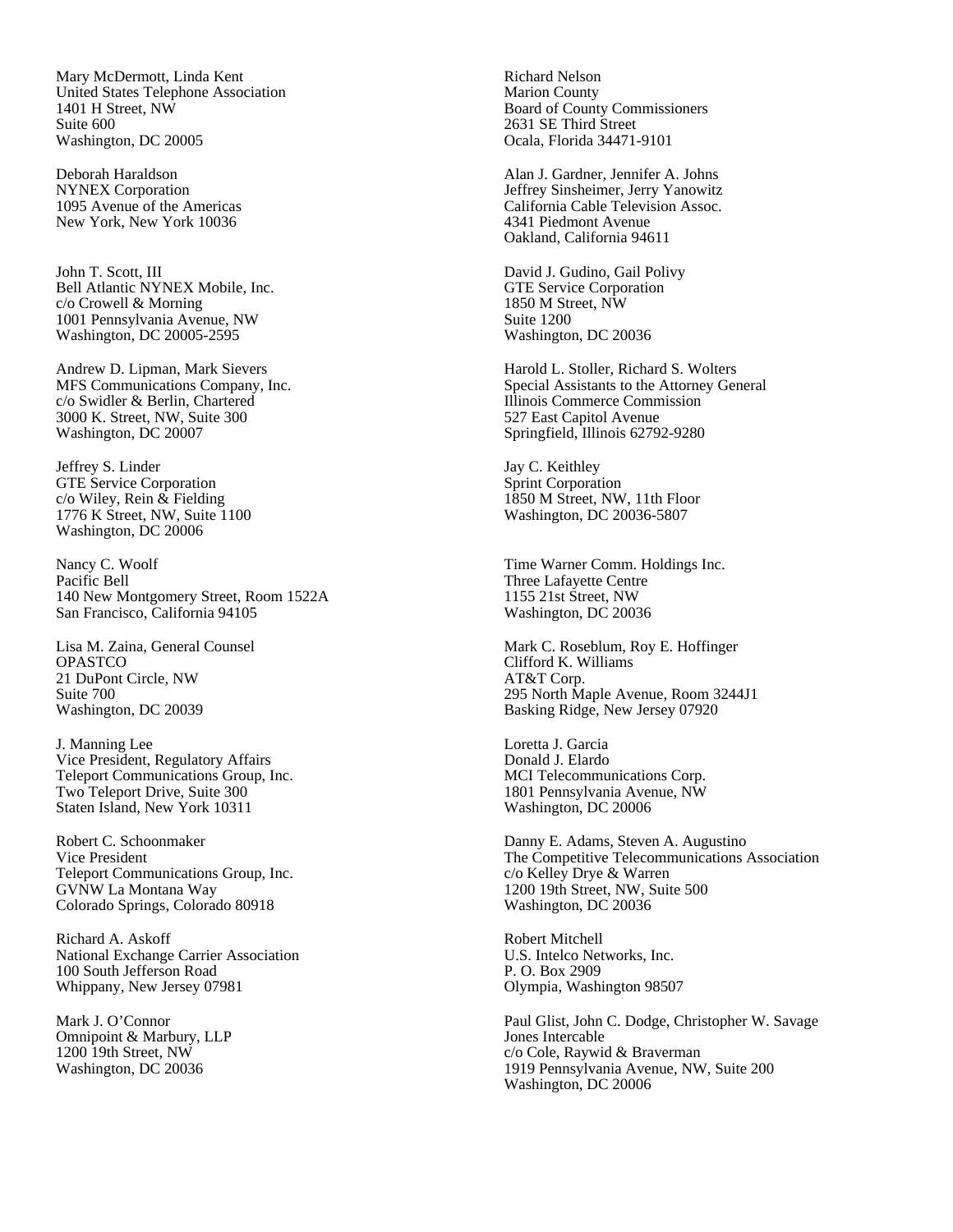Mary McDermott, Linda Kent
United States Telephone Association
1401 H Street, NW
Suite 600
Washington, DC 20005

Deborah Haraldson
NYNEX Corporation
1095 Avenue of the Americas
New York, New York 10036

John T. Scott, III
Bell Atlantic NYNEX Mobile, Inc.
c/o Crowell & Morning
1001 Pennsylvania Avenue, NW
Washington, DC 20005-2595

Andrew D. Lipman, Mark Sievers
MFS Communications Company, Inc.
c/o Swidler & Berlin, Chartered
3000 K. Street, NW, Suite 300
Washington, DC 20007

Jeffrey S. Linder
GTE Service Corporation
c/o Wiley, Rein & Fielding
1776 K Street, NW, Suite 1100
Washington, DC 20006

Nancy C. Woolf
Pacific Bell
140 New Montgomery Street, Room 1522A
San Francisco, California 94105

Lisa M. Zaina, General Counsel
OPASTCO
21 DuPont Circle, NW
Suite 700
Washington, DC 20039

J. Manning Lee
Vice President, Regulatory Affairs
Teleport Communications Group, Inc.
Two Teleport Drive, Suite 300
Staten Island, New York 10311

Robert C. Schoonmaker
Vice President
Teleport Communications Group, Inc.
GVNW La Montana Way
Colorado Springs, Colorado 80918

Richard A. Askoff
National Exchange Carrier Association
100 South Jefferson Road
Whippany, New Jersey 07981

Mark J. O'Connor
Omnipoint & Marbury, LLP
1200 19th Street, NW
Washington, DC 20036

Richard Nelson
Marion County
Board of County Commissioners
2631 SE Third Street
Ocala, Florida 34471-9101

Alan J. Gardner, Jennifer A. Johns
Jeffrey Sinsheimer, Jerry Yanowitz
California Cable Television Assoc.
4341 Piedmont Avenue
Oakland, California 94611

David J. Gudino, Gail Polivy
GTE Service Corporation
1850 M Street, NW
Suite 1200
Washington, DC 20036

Harold L. Stoller, Richard S. Wolters
Special Assistants to the Attorney General
Illinois Commerce Commission
527 East Capitol Avenue
Springfield, Illinois 62792-9280

Jay C. Keithley
Sprint Corporation
1850 M Street, NW, 11th Floor
Washington, DC 20036-5807

Time Warner Comm. Holdings Inc.
Three Lafayette Centre
1155 21st Street, NW
Washington, DC 20036

Mark C. Roseblum, Roy E. Hoffinger
Clifford K. Williams
AT&T Corp.
295 North Maple Avenue, Room 3244J1
Basking Ridge, New Jersey 07920

Loretta J. Garcia
Donald J. Elardo
MCI Telecommunications Corp.
1801 Pennsylvania Avenue, NW
Washington, DC 20006

Danny E. Adams, Steven A. Augustino
The Competitive Telecommunications Association
c/o Kelley Drye & Warren
1200 19th Street, NW, Suite 500
Washington, DC 20036

Robert Mitchell
U.S. Intelco Networks, Inc.
P. O. Box 2909
Olympia, Washington 98507

Paul Glist, John C. Dodge, Christopher W. Savage
Jones Intercable
c/o Cole, Raywid & Braverman
1919 Pennsylvania Avenue, NW, Suite 200
Washington, DC 20006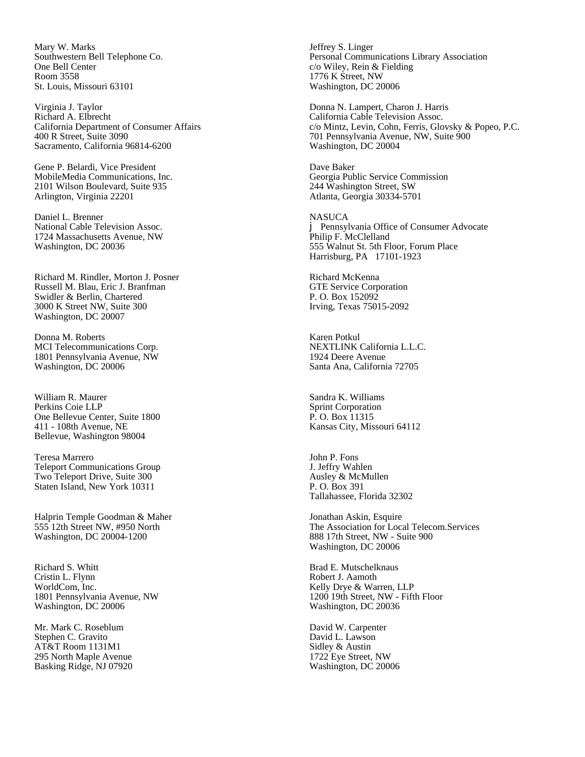Mary W. Marks
Southwestern Bell Telephone Co.
One Bell Center
Room 3558
St. Louis, Missouri 63101

Virginia J. Taylor
Richard A. Elbrecht
California Department of Consumer Affairs
400 R Street, Suite 3090
Sacramento, California 96814-6200

Gene P. Belardi, Vice President
MobileMedia Communications, Inc.
2101 Wilson Boulevard, Suite 935
Arlington, Virginia 22201

Daniel L. Brenner
National Cable Television Assoc.
1724 Massachusetts Avenue, NW
Washington, DC 20036

Richard M. Rindler, Morton J. Posner
Russell M. Blau, Eric J. Branfman
Swidler & Berlin, Chartered
3000 K Street NW, Suite 300
Washington, DC 20007

Donna M. Roberts
MCI Telecommunications Corp.
1801 Pennsylvania Avenue, NW
Washington, DC 20006

William R. Maurer
Perkins Coie LLP
One Bellevue Center, Suite 1800
411 - 108th Avenue, NE
Bellevue, Washington 98004

Teresa Marrero
Teleport Communications Group
Two Teleport Drive, Suite 300
Staten Island, New York 10311

Halprin Temple Goodman & Maher
555 12th Street NW, #950 North
Washington, DC 20004-1200

Richard S. Whitt
Cristin L. Flynn
WorldCom, Inc.
1801 Pennsylvania Avenue, NW
Washington, DC 20006

Mr. Mark C. Roseblum
Stephen C. Gravito
AT&T Room 1131M1
295 North Maple Avenue
Basking Ridge, NJ 07920

Jeffrey S. Linger
Personal Communications Library Association
c/o Wiley, Rein & Fielding
1776 K Street, NW
Washington, DC 20006

Donna N. Lampert, Charon J. Harris
California Cable Television Assoc.
c/o Mintz, Levin, Cohn, Ferris, Glovsky & Popeo, P.C.
701 Pennsylvania Avenue, NW, Suite 900
Washington, DC 20004

Dave Baker
Georgia Public Service Commission
244 Washington Street, SW
Atlanta, Georgia 30334-5701

NASUCA
j Pennsylvania Office of Consumer Advocate
Philip F. McClelland
555 Walnut St. 5th Floor, Forum Place
Harrisburg, PA 17101-1923

Richard McKenna
GTE Service Corporation
P. O. Box 152092
Irving, Texas 75015-2092

Karen Potkul
NEXTLINK California L.L.C.
1924 Deere Avenue
Santa Ana, California 72705

Sandra K. Williams
Sprint Corporation
P. O. Box 11315
Kansas City, Missouri 64112

John P. Fons
J. Jeffry Wahlen
Ausley & McMullen
P. O. Box 391
Tallahassee, Florida 32302

Jonathan Askin, Esquire
The Association for Local Telecom.Services
888 17th Street, NW - Suite 900
Washington, DC 20006

Brad E. Mutschelknaus
Robert J. Aamoth
Kelly Drye & Warren, LLP
1200 19th Street, NW - Fifth Floor
Washington, DC 20036

David W. Carpenter
David L. Lawson
Sidley & Austin
1722 Eye Street, NW
Washington, DC 20006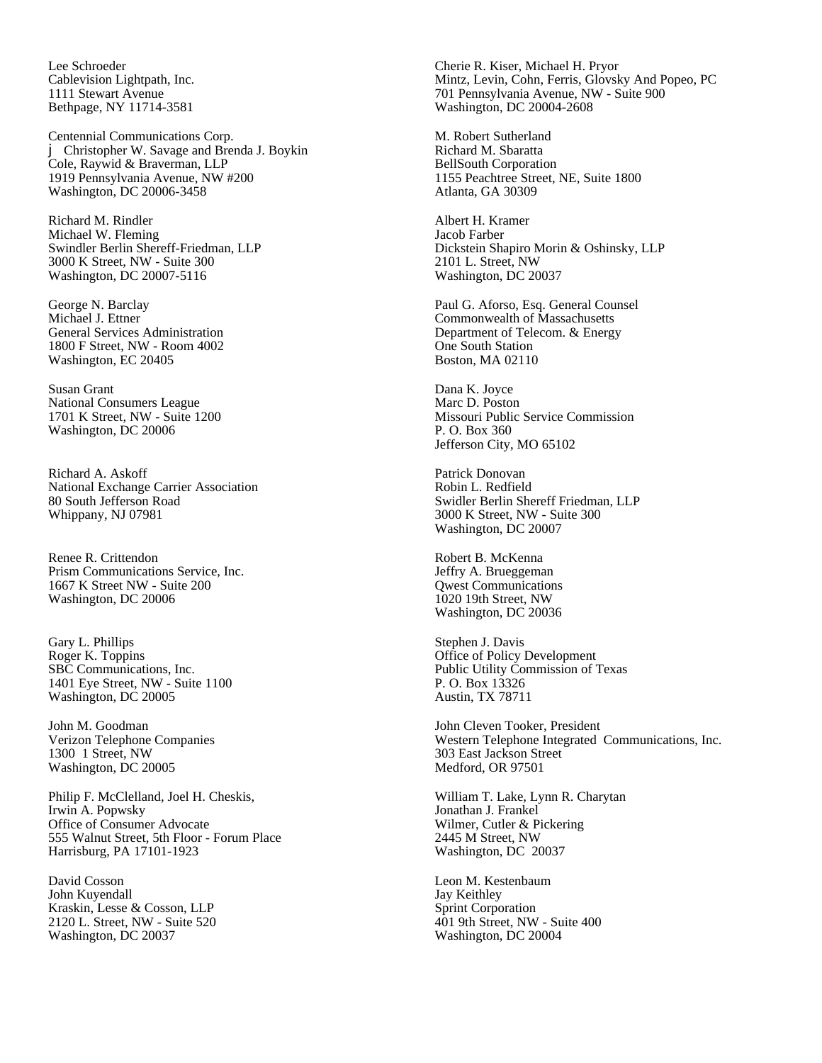Lee Schroeder
Cablevision Lightpath, Inc.
1111 Stewart Avenue
Bethpage, NY 11714-3581

Centennial Communications Corp.
j Christopher W. Savage and Brenda J. Boykin
Cole, Raywid & Braverman, LLP
1919 Pennsylvania Avenue, NW #200
Washington, DC 20006-3458

Richard M. Rindler
Michael W. Fleming
Swindler Berlin Shereff-Friedman, LLP
3000 K Street, NW - Suite 300
Washington, DC 20007-5116

George N. Barclay
Michael J. Ettner
General Services Administration
1800 F Street, NW - Room 4002
Washington, EC 20405

Susan Grant
National Consumers League
1701 K Street, NW - Suite 1200
Washington, DC 20006

Richard A. Askoff
National Exchange Carrier Association
80 South Jefferson Road
Whippany, NJ 07981

Renee R. Crittendon
Prism Communications Service, Inc.
1667 K Street NW - Suite 200
Washington, DC 20006

Gary L. Phillips
Roger K. Toppins
SBC Communications, Inc.
1401 Eye Street, NW - Suite 1100
Washington, DC 20005

John M. Goodman
Verizon Telephone Companies
1300 1 Street, NW
Washington, DC 20005

Philip F. McClelland, Joel H. Cheskis,
Irwin A. Popwsky
Office of Consumer Advocate
555 Walnut Street, 5th Floor - Forum Place
Harrisburg, PA 17101-1923

David Cosson
John Kuyendall
Kraskin, Lesse & Cosson, LLP
2120 L. Street, NW - Suite 520
Washington, DC 20037

Cherie R. Kiser, Michael H. Pryor
Mintz, Levin, Cohn, Ferris, Glovsky And Popeo, PC
701 Pennsylvania Avenue, NW - Suite 900
Washington, DC 20004-2608

M. Robert Sutherland
Richard M. Sbaratta
BellSouth Corporation
1155 Peachtree Street, NE, Suite 1800
Atlanta, GA 30309

Albert H. Kramer
Jacob Farber
Dickstein Shapiro Morin & Oshinsky, LLP
2101 L. Street, NW
Washington, DC 20037

Paul G. Aforso, Esq. General Counsel
Commonwealth of Massachusetts
Department of Telecom. & Energy
One South Station
Boston, MA 02110

Dana K. Joyce
Marc D. Poston
Missouri Public Service Commission
P. O. Box 360
Jefferson City, MO 65102

Patrick Donovan
Robin L. Redfield
Swidler Berlin Shereff Friedman, LLP
3000 K Street, NW - Suite 300
Washington, DC 20007

Robert B. McKenna
Jeffry A. Brueggeman
Qwest Communications
1020 19th Street, NW
Washington, DC 20036

Stephen J. Davis
Office of Policy Development
Public Utility Commission of Texas
P. O. Box 13326
Austin, TX 78711

John Cleven Tooker, President
Western Telephone Integrated Communications, Inc.
303 East Jackson Street
Medford, OR 97501

William T. Lake, Lynn R. Charytan
Jonathan J. Frankel
Wilmer, Cutler & Pickering
2445 M Street, NW
Washington, DC 20037

Leon M. Kestenbaum
Jay Keithley
Sprint Corporation
401 9th Street, NW - Suite 400
Washington, DC 20004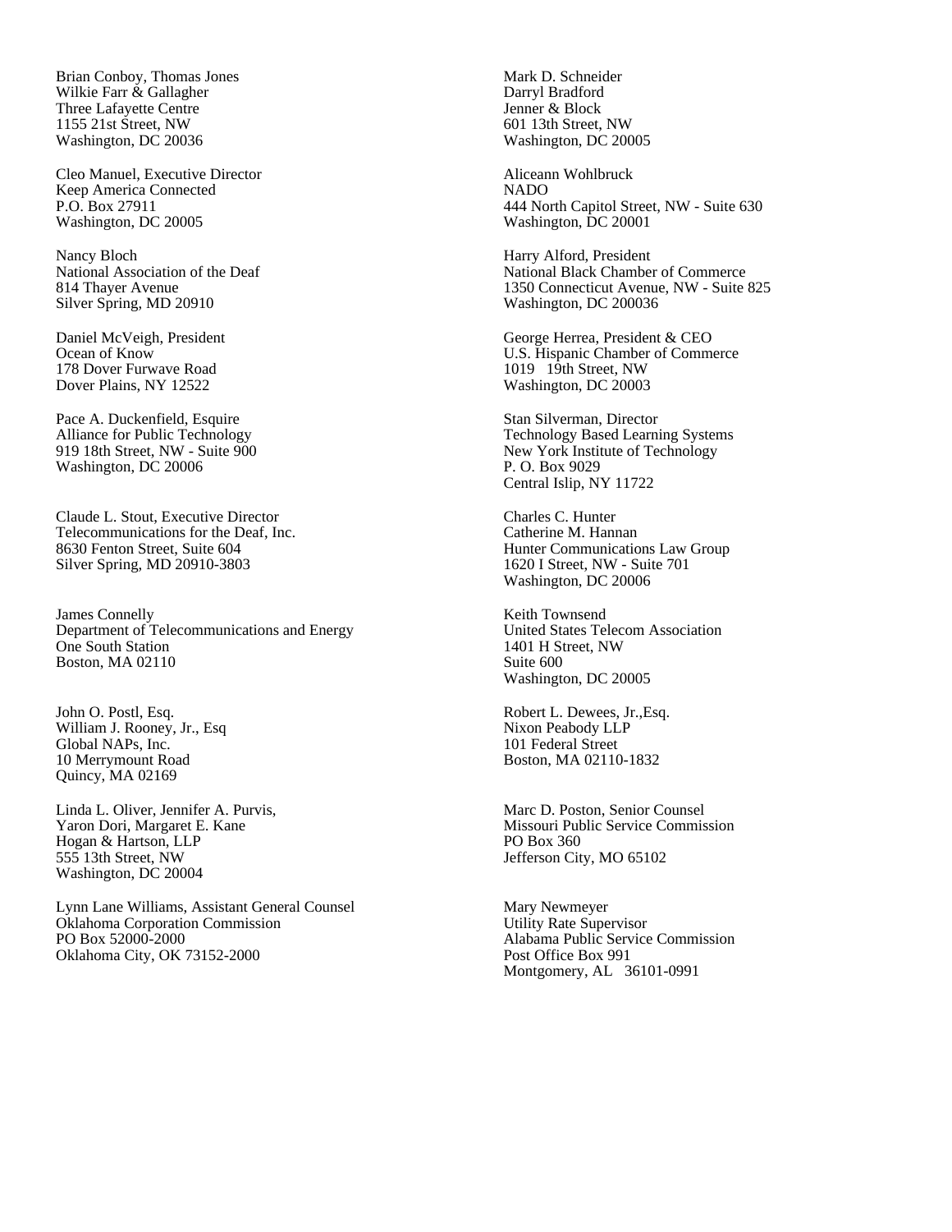Brian Conboy, Thomas Jones
Wilkie Farr & Gallagher
Three Lafayette Centre
1155 21st Street, NW
Washington, DC 20036

Cleo Manuel, Executive Director
Keep America Connected
P.O. Box 27911
Washington, DC 20005

Nancy Bloch
National Association of the Deaf
814 Thayer Avenue
Silver Spring, MD 20910

Daniel McVeigh, President
Ocean of Know
178 Dover Furwave Road
Dover Plains, NY 12522

Pace A. Duckenfield, Esquire
Alliance for Public Technology
919 18th Street, NW - Suite 900
Washington, DC 20006

Claude L. Stout, Executive Director
Telecommunications for the Deaf, Inc.
8630 Fenton Street, Suite 604
Silver Spring, MD 20910-3803

James Connelly
Department of Telecommunications and Energy
One South Station
Boston, MA 02110

John O. Postl, Esq.
William J. Rooney, Jr., Esq
Global NAPs, Inc.
10 Merrymount Road
Quincy, MA 02169

Linda L. Oliver, Jennifer A. Purvis,
Yaron Dori, Margaret E. Kane
Hogan & Hartson, LLP
555 13th Street, NW
Washington, DC 20004

Lynn Lane Williams, Assistant General Counsel
Oklahoma Corporation Commission
PO Box 52000-2000
Oklahoma City, OK 73152-2000

Mark D. Schneider
Darryl Bradford
Jenner & Block
601 13th Street, NW
Washington, DC 20005

Aliceann Wohlbruck
NADO
444 North Capitol Street, NW - Suite 630
Washington, DC 20001

Harry Alford, President
National Black Chamber of Commerce
1350 Connecticut Avenue, NW - Suite 825
Washington, DC 200036

George Herrea, President & CEO
U.S. Hispanic Chamber of Commerce
1019 19th Street, NW
Washington, DC 20003

Stan Silverman, Director
Technology Based Learning Systems
New York Institute of Technology
P. O. Box 9029
Central Islip, NY 11722

Charles C. Hunter
Catherine M. Hannan
Hunter Communications Law Group
1620 I Street, NW - Suite 701
Washington, DC 20006

Keith Townsend
United States Telecom Association
1401 H Street, NW
Suite 600
Washington, DC 20005

Robert L. Dewees, Jr.,Esq.
Nixon Peabody LLP
101 Federal Street
Boston, MA 02110-1832

Marc D. Poston, Senior Counsel
Missouri Public Service Commission
PO Box 360
Jefferson City, MO 65102

Mary Newmeyer
Utility Rate Supervisor
Alabama Public Service Commission
Post Office Box 991
Montgomery, AL 36101-0991